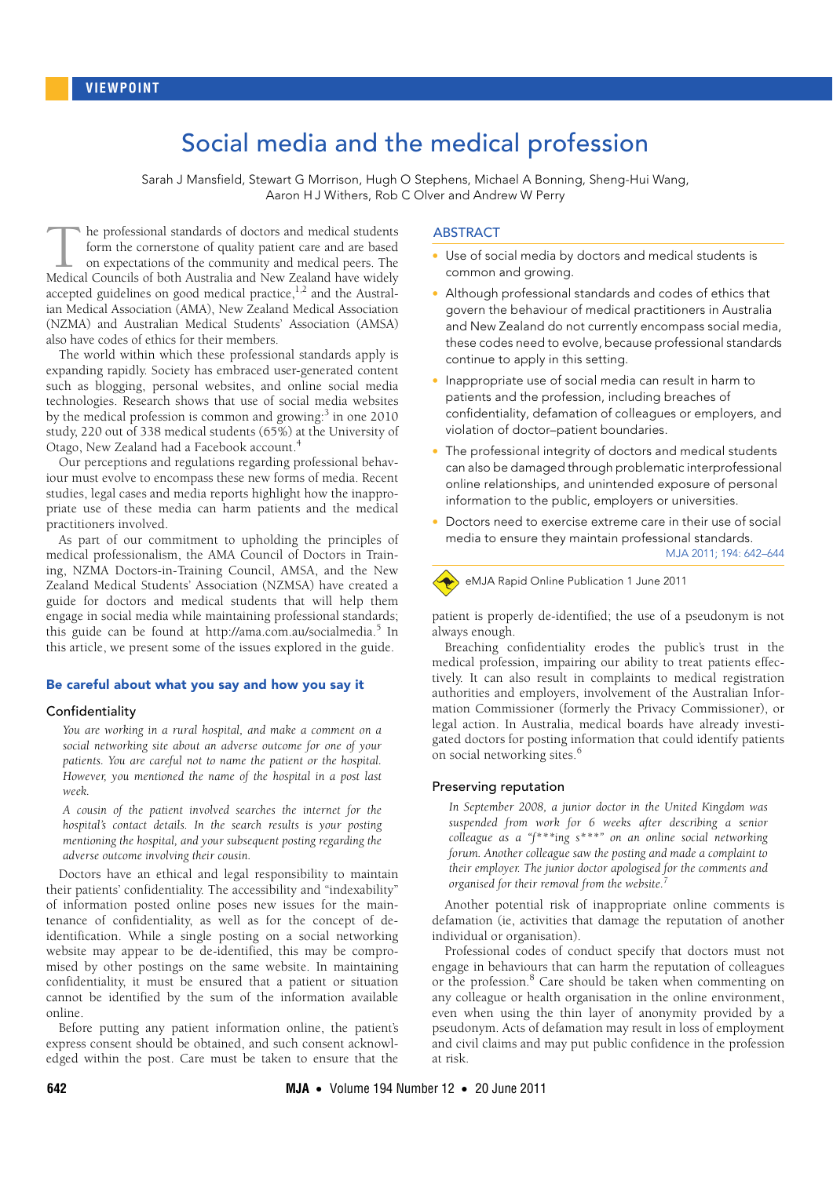VIEWPOINT

# Social media and the medical profession

Sarah J Mansfield, Stewart G Morrison, Hugh O Stephens, Michael A Bonning, Sheng-Hui Wang, Aaron H J Withers, Rob C Olver and Andrew W Perry

## ABSTRACT

- Use of social media by doctors and medical students is common and growing.
- Although professional standards and codes of ethics that govern the behaviour of medical practitioners in Australia and New Zealand do not currently encompass social media, these codes need to evolve, because professional standards continue to apply in this setting.
- Inappropriate use of social media can result in harm to patients and the profession, including breaches of confidentiality, defamation of colleagues or employers, and violation of doctor–patient boundaries.
- The professional integrity of doctors and medical students can also be damaged through problematic interprofessional online relationships, and unintended exposure of personal information to the public, employers or universities.
- Doctors need to exercise extreme care in their use of social media to ensure they maintain professional standards.

MJA 2011; 194: 642–644

eMJA Rapid Online Publication 1 June 2011

The professional standards of doctors and medical students form the cornerstone of quality patient care and are based on expectations of the community and medical peers. The Medical Councils of both Australia and New Zealand have widely accepted guidelines on good medical practice,[1,2] and the Australian Medical Association (AMA), New Zealand Medical Association (NZMA) and Australian Medical Students' Association (AMSA) also have codes of ethics for their members.

The world within which these professional standards apply is expanding rapidly. Society has embraced user-generated content such as blogging, personal websites, and online social media technologies. Research shows that use of social media websites by the medical profession is common and growing:[3] in one 2010 study, 220 out of 338 medical students (65%) at the University of Otago, New Zealand had a Facebook account.[4]

Our perceptions and regulations regarding professional behaviour must evolve to encompass these new forms of media. Recent studies, legal cases and media reports highlight how the inappropriate use of these media can harm patients and the medical practitioners involved.

As part of our commitment to upholding the principles of medical professionalism, the AMA Council of Doctors in Training, NZMA Doctors-in-Training Council, AMSA, and the New Zealand Medical Students' Association (NZMSA) have created a guide for doctors and medical students that will help them engage in social media while maintaining professional standards; this guide can be found at http://ama.com.au/socialmedia.[5] In this article, we present some of the issues explored in the guide.

## Be careful about what you say and how you say it

### Confidentiality

*You are working in a rural hospital, and make a comment on a social networking site about an adverse outcome for one of your patients. You are careful not to name the patient or the hospital. However, you mentioned the name of the hospital in a post last week.*

*A cousin of the patient involved searches the internet for the hospital's contact details. In the search results is your posting mentioning the hospital, and your subsequent posting regarding the adverse outcome involving their cousin.*

Doctors have an ethical and legal responsibility to maintain their patients' confidentiality. The accessibility and "indexability" of information posted online poses new issues for the maintenance of confidentiality, as well as for the concept of de-identification. While a single posting on a social networking website may appear to be de-identified, this may be compromised by other postings on the same website. In maintaining confidentiality, it must be ensured that a patient or situation cannot be identified by the sum of the information available online.

Before putting any patient information online, the patient's express consent should be obtained, and such consent acknowledged within the post. Care must be taken to ensure that the patient is properly de-identified; the use of a pseudonym is not always enough.

Breaching confidentiality erodes the public's trust in the medical profession, impairing our ability to treat patients effectively. It can also result in complaints to medical registration authorities and employers, involvement of the Australian Information Commissioner (formerly the Privacy Commissioner), or legal action. In Australia, medical boards have already investigated doctors for posting information that could identify patients on social networking sites.[6]

### Preserving reputation

*In September 2008, a junior doctor in the United Kingdom was suspended from work for 6 weeks after describing a senior colleague as a "f\*\*\*ing s\*\*\*" on an online social networking forum. Another colleague saw the posting and made a complaint to their employer. The junior doctor apologised for the comments and organised for their removal from the website.*[7]

Another potential risk of inappropriate online comments is defamation (ie, activities that damage the reputation of another individual or organisation).

Professional codes of conduct specify that doctors must not engage in behaviours that can harm the reputation of colleagues or the profession.[8] Care should be taken when commenting on any colleague or health organisation in the online environment, even when using the thin layer of anonymity provided by a pseudonym. Acts of defamation may result in loss of employment and civil claims and may put public confidence in the profession at risk.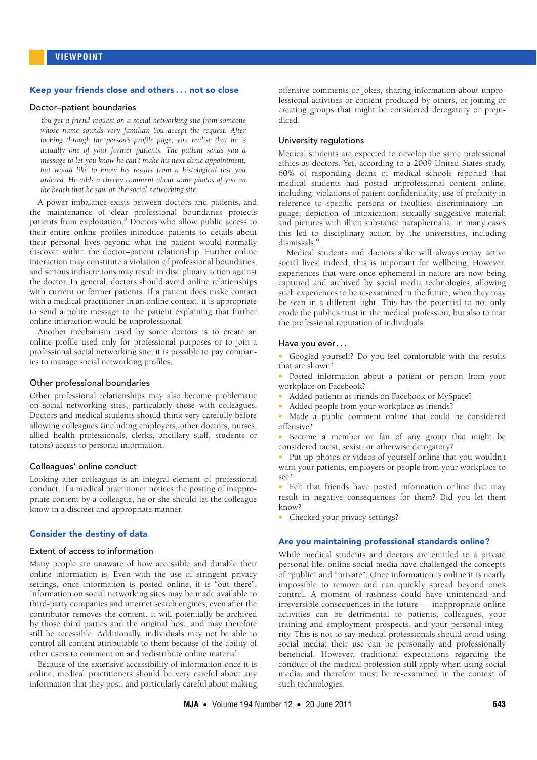## Keep your friends close and others . . . not so close

### Doctor–patient boundaries

*You get a friend request on a social networking site from someone whose name sounds very familiar. You accept the request. After looking through the person's profile page, you realise that he is actually one of your former patients. The patient sends you a message to let you know he can't make his next clinic appointment, but would like to know his results from a histological test you ordered. He adds a cheeky comment about some photos of you on the beach that he saw on the social networking site.*

A power imbalance exists between doctors and patients, and the maintenance of clear professional boundaries protects patients from exploitation.[8] Doctors who allow public access to their entire online profiles introduce patients to details about their personal lives beyond what the patient would normally discover within the doctor–patient relationship. Further online interaction may constitute a violation of professional boundaries, and serious indiscretions may result in disciplinary action against the doctor. In general, doctors should avoid online relationships with current or former patients. If a patient does make contact with a medical practitioner in an online context, it is appropriate to send a polite message to the patient explaining that further online interaction would be unprofessional.

Another mechanism used by some doctors is to create an online profile used only for professional purposes or to join a professional social networking site; it is possible to pay companies to manage social networking profiles.

### Other professional boundaries

Other professional relationships may also become problematic on social networking sites, particularly those with colleagues. Doctors and medical students should think very carefully before allowing colleagues (including employers, other doctors, nurses, allied health professionals, clerks, ancillary staff, students or tutors) access to personal information.

### Colleagues' online conduct

Looking after colleagues is an integral element of professional conduct. If a medical practitioner notices the posting of inappropriate content by a colleague, he or she should let the colleague know in a discreet and appropriate manner.

## Consider the destiny of data

### Extent of access to information

Many people are unaware of how accessible and durable their online information is. Even with the use of stringent privacy settings, once information is posted online, it is "out there". Information on social networking sites may be made available to third-party companies and internet search engines; even after the contributor removes the content, it will potentially be archived by those third parties and the original host, and may therefore still be accessible. Additionally, individuals may not be able to control all content attributable to them because of the ability of other users to comment on and redistribute online material.

Because of the extensive accessibility of information once it is online, medical practitioners should be very careful about any information that they post, and particularly careful about making offensive comments or jokes, sharing information about unprofessional activities or content produced by others, or joining or creating groups that might be considered derogatory or prejudiced.

### University regulations

Medical students are expected to develop the same professional ethics as doctors. Yet, according to a 2009 United States study, 60% of responding deans of medical schools reported that medical students had posted unprofessional content online, including: violations of patient confidentiality; use of profanity in reference to specific persons or faculties; discriminatory language; depiction of intoxication; sexually suggestive material; and pictures with illicit substance paraphernalia. In many cases this led to disciplinary action by the universities, including dismissals.[9]

Medical students and doctors alike will always enjoy active social lives; indeed, this is important for wellbeing. However, experiences that were once ephemeral in nature are now being captured and archived by social media technologies, allowing such experiences to be re-examined in the future, when they may be seen in a different light. This has the potential to not only erode the public's trust in the medical profession, but also to mar the professional reputation of individuals.

### Have you ever . . .

- Googled yourself? Do you feel comfortable with the results that are shown?
- Posted information about a patient or person from your workplace on Facebook?
- Added patients as friends on Facebook or MySpace?
- Added people from your workplace as friends?
- Made a public comment online that could be considered offensive?
- Become a member or fan of any group that might be considered racist, sexist, or otherwise derogatory?
- Put up photos or videos of yourself online that you wouldn't want your patients, employers or people from your workplace to see?
- Felt that friends have posted information online that may result in negative consequences for them? Did you let them know?
- Checked your privacy settings?

## Are you maintaining professional standards online?

While medical students and doctors are entitled to a private personal life, online social media have challenged the concepts of "public" and "private". Once information is online it is nearly impossible to remove and can quickly spread beyond one's control. A moment of rashness could have unintended and irreversible consequences in the future — inappropriate online activities can be detrimental to patients, colleagues, your training and employment prospects, and your personal integrity. This is not to say medical professionals should avoid using social media; their use can be personally and professionally beneficial. However, traditional expectations regarding the conduct of the medical profession still apply when using social media, and therefore must be re-examined in the context of such technologies.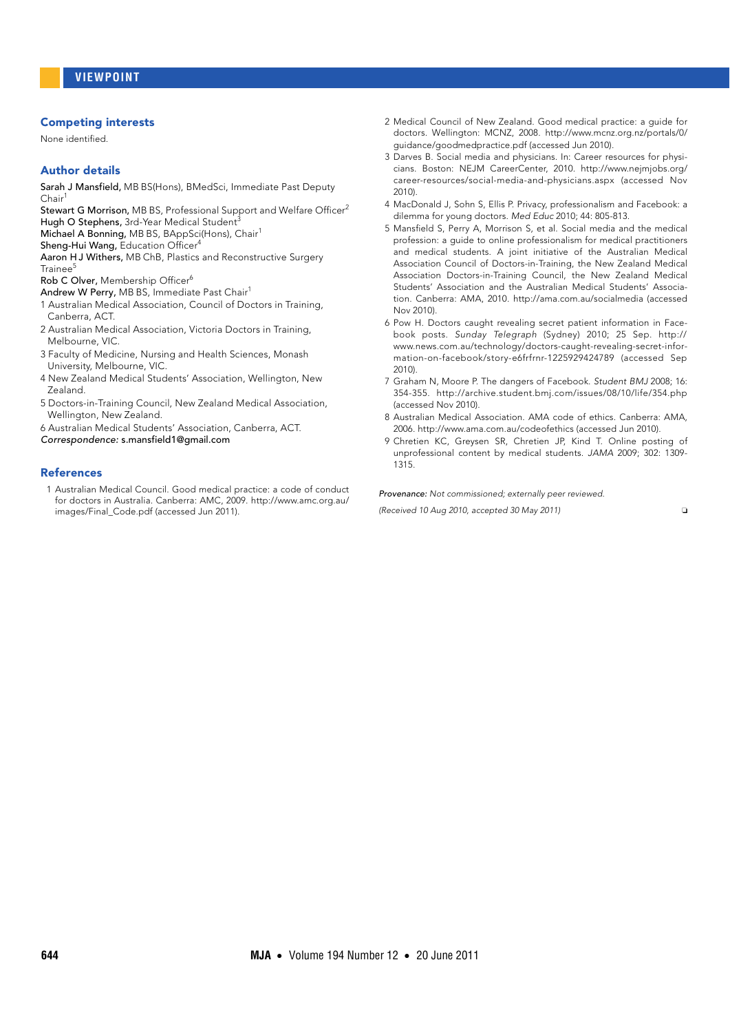## Competing interests

None identified.

## Author details

**Sarah J Mansfield,** MB BS(Hons), BMedSci, Immediate Past Deputy Chair[1]
**Stewart G Morrison,** MB BS, Professional Support and Welfare Officer[2]
**Hugh O Stephens,** 3rd-Year Medical Student[3]
**Michael A Bonning,** MB BS, BAppSci(Hons), Chair[1]
**Sheng-Hui Wang,** Education Officer[4]
**Aaron H J Withers,** MB ChB, Plastics and Reconstructive Surgery Trainee[5]
**Rob C Olver,** Membership Officer[6]
**Andrew W Perry,** MB BS, Immediate Past Chair[1]

1 Australian Medical Association, Council of Doctors in Training, Canberra, ACT.
2 Australian Medical Association, Victoria Doctors in Training, Melbourne, VIC.
3 Faculty of Medicine, Nursing and Health Sciences, Monash University, Melbourne, VIC.
4 New Zealand Medical Students' Association, Wellington, New Zealand.
5 Doctors-in-Training Council, New Zealand Medical Association, Wellington, New Zealand.
6 Australian Medical Students' Association, Canberra, ACT.

*Correspondence:* s.mansfield1@gmail.com

## References

1 Australian Medical Council. Good medical practice: a code of conduct for doctors in Australia. Canberra: AMC, 2009. http://www.amc.org.au/images/Final_Code.pdf (accessed Jun 2011).

2 Medical Council of New Zealand. Good medical practice: a guide for doctors. Wellington: MCNZ, 2008. http://www.mcnz.org.nz/portals/0/guidance/goodmedpractice.pdf (accessed Jun 2010).

3 Darves B. Social media and physicians. In: Career resources for physicians. Boston: NEJM CareerCenter, 2010. http://www.nejmjobs.org/career-resources/social-media-and-physicians.aspx (accessed Nov 2010).

4 MacDonald J, Sohn S, Ellis P. Privacy, professionalism and Facebook: a dilemma for young doctors. *Med Educ* 2010; 44: 805-813.

5 Mansfield S, Perry A, Morrison S, et al. Social media and the medical profession: a guide to online professionalism for medical practitioners and medical students. A joint initiative of the Australian Medical Association Council of Doctors-in-Training, the New Zealand Medical Association Doctors-in-Training Council, the New Zealand Medical Students' Association and the Australian Medical Students' Association. Canberra: AMA, 2010. http://ama.com.au/socialmedia (accessed Nov 2010).

6 Pow H. Doctors caught revealing secret patient information in Facebook posts. *Sunday Telegraph* (Sydney) 2010; 25 Sep. http://www.news.com.au/technology/doctors-caught-revealing-secret-information-on-facebook/story-e6frfrnr-1225929424789 (accessed Sep 2010).

7 Graham N, Moore P. The dangers of Facebook. *Student BMJ* 2008; 16: 354-355. http://archive.student.bmj.com/issues/08/10/life/354.php (accessed Nov 2010).

8 Australian Medical Association. AMA code of ethics. Canberra: AMA, 2006. http://www.ama.com.au/codeofethics (accessed Jun 2010).

9 Chretien KC, Greysen SR, Chretien JP, Kind T. Online posting of unprofessional content by medical students. *JAMA* 2009; 302: 1309-1315.

*Provenance: Not commissioned; externally peer reviewed.*

*(Received 10 Aug 2010, accepted 30 May 2011)*